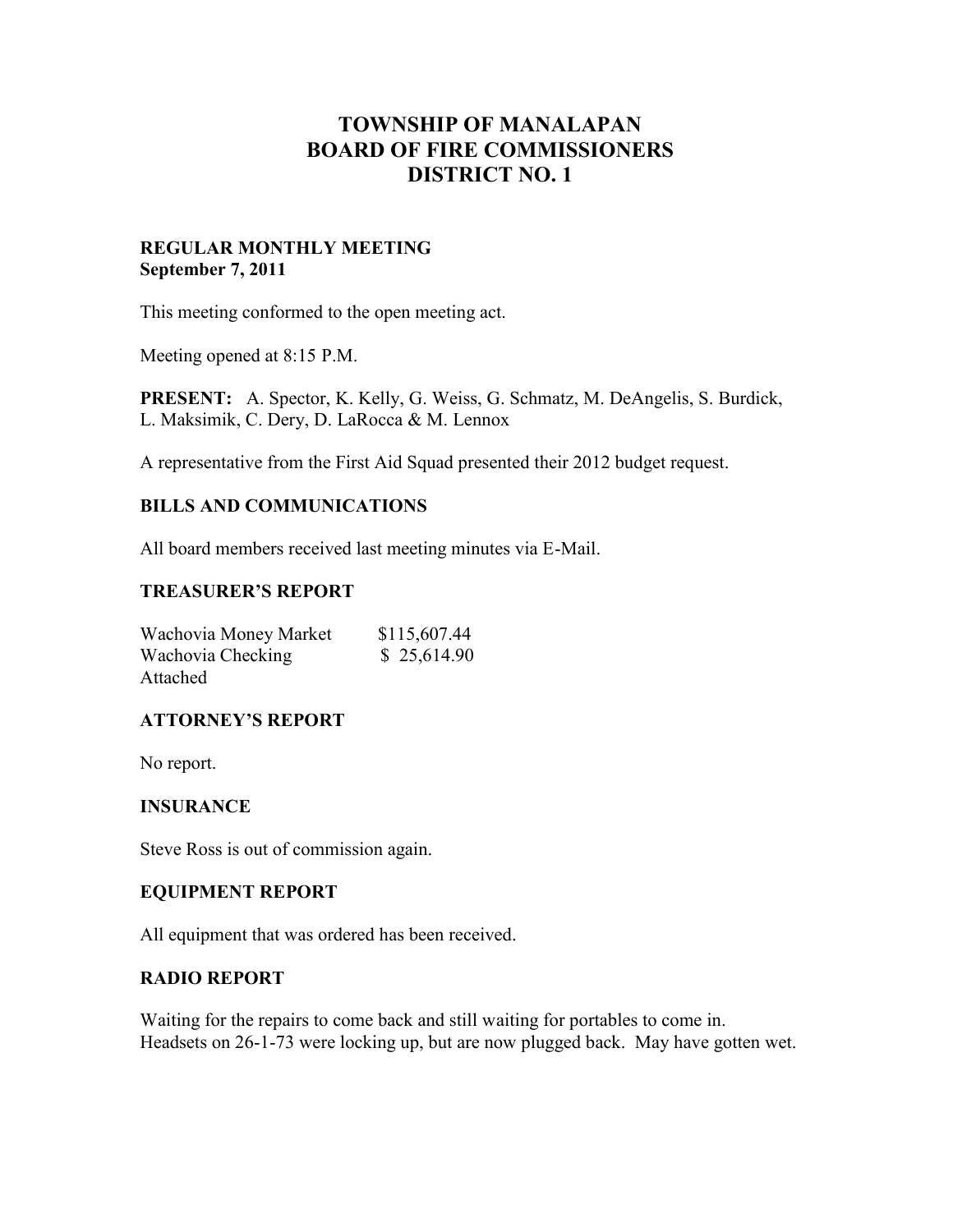# TOWNSHIP OF MANALAPAN
# BOARD OF FIRE COMMISSIONERS
# DISTRICT NO. 1

**REGULAR MONTHLY MEETING**
**September 7, 2011**

This meeting conformed to the open meeting act.

Meeting opened at 8:15 P.M.

**PRESENT:** A. Spector, K. Kelly, G. Weiss, G. Schmatz, M. DeAngelis, S. Burdick, L. Maksimik, C. Dery, D. LaRocca & M. Lennox

A representative from the First Aid Squad presented their 2012 budget request.

## BILLS AND COMMUNICATIONS

All board members received last meeting minutes via E-Mail.

## TREASURER'S REPORT

| | |
|---|---|
| Wachovia Money Market | $115,607.44 |
| Wachovia Checking | $ 25,614.90 |

Attached

## ATTORNEY'S REPORT

No report.

## INSURANCE

Steve Ross is out of commission again.

## EQUIPMENT REPORT

All equipment that was ordered has been received.

## RADIO REPORT

Waiting for the repairs to come back and still waiting for portables to come in.
Headsets on 26-1-73 were locking up, but are now plugged back. May have gotten wet.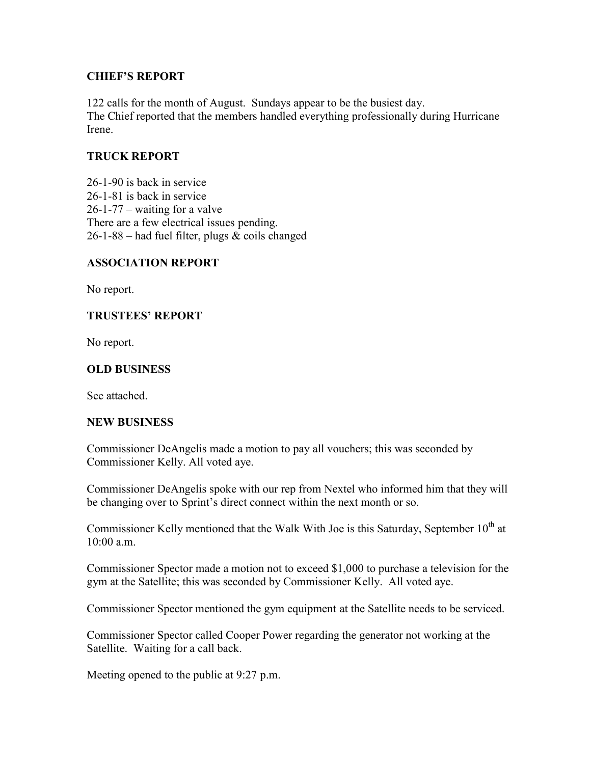## CHIEF'S REPORT

122 calls for the month of August. Sundays appear to be the busiest day.
The Chief reported that the members handled everything professionally during Hurricane Irene.

## TRUCK REPORT

26-1-90 is back in service
26-1-81 is back in service
26-1-77 – waiting for a valve
There are a few electrical issues pending.
26-1-88 – had fuel filter, plugs & coils changed

## ASSOCIATION REPORT

No report.

## TRUSTEES' REPORT

No report.

## OLD BUSINESS

See attached.

## NEW BUSINESS

Commissioner DeAngelis made a motion to pay all vouchers; this was seconded by Commissioner Kelly. All voted aye.

Commissioner DeAngelis spoke with our rep from Nextel who informed him that they will be changing over to Sprint's direct connect within the next month or so.

Commissioner Kelly mentioned that the Walk With Joe is this Saturday, September 10th at 10:00 a.m.

Commissioner Spector made a motion not to exceed $1,000 to purchase a television for the gym at the Satellite; this was seconded by Commissioner Kelly. All voted aye.

Commissioner Spector mentioned the gym equipment at the Satellite needs to be serviced.

Commissioner Spector called Cooper Power regarding the generator not working at the Satellite. Waiting for a call back.

Meeting opened to the public at 9:27 p.m.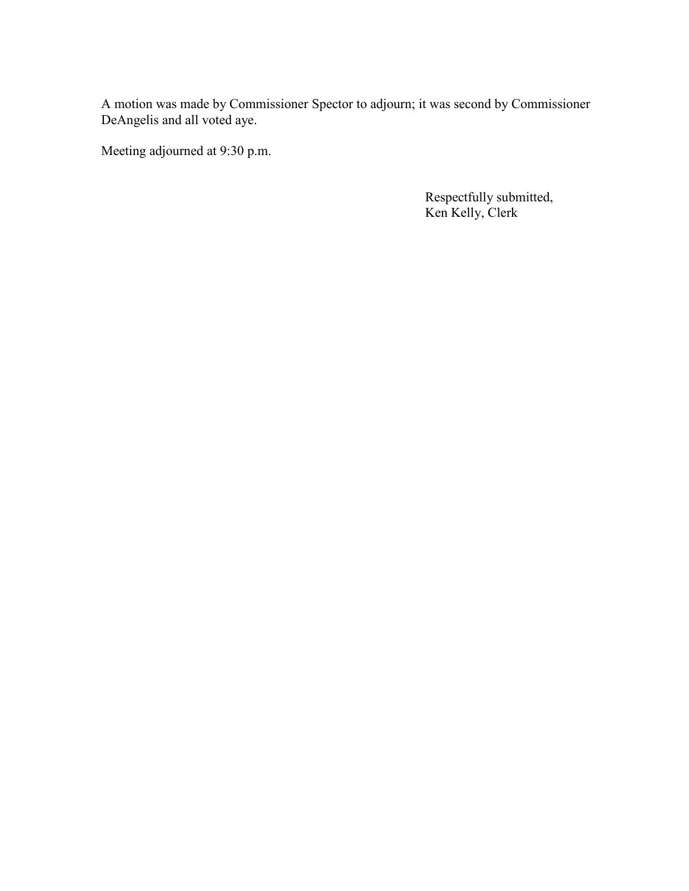A motion was made by Commissioner Spector to adjourn; it was second by Commissioner DeAngelis and all voted aye.

Meeting adjourned at 9:30 p.m.

Respectfully submitted,
Ken Kelly, Clerk